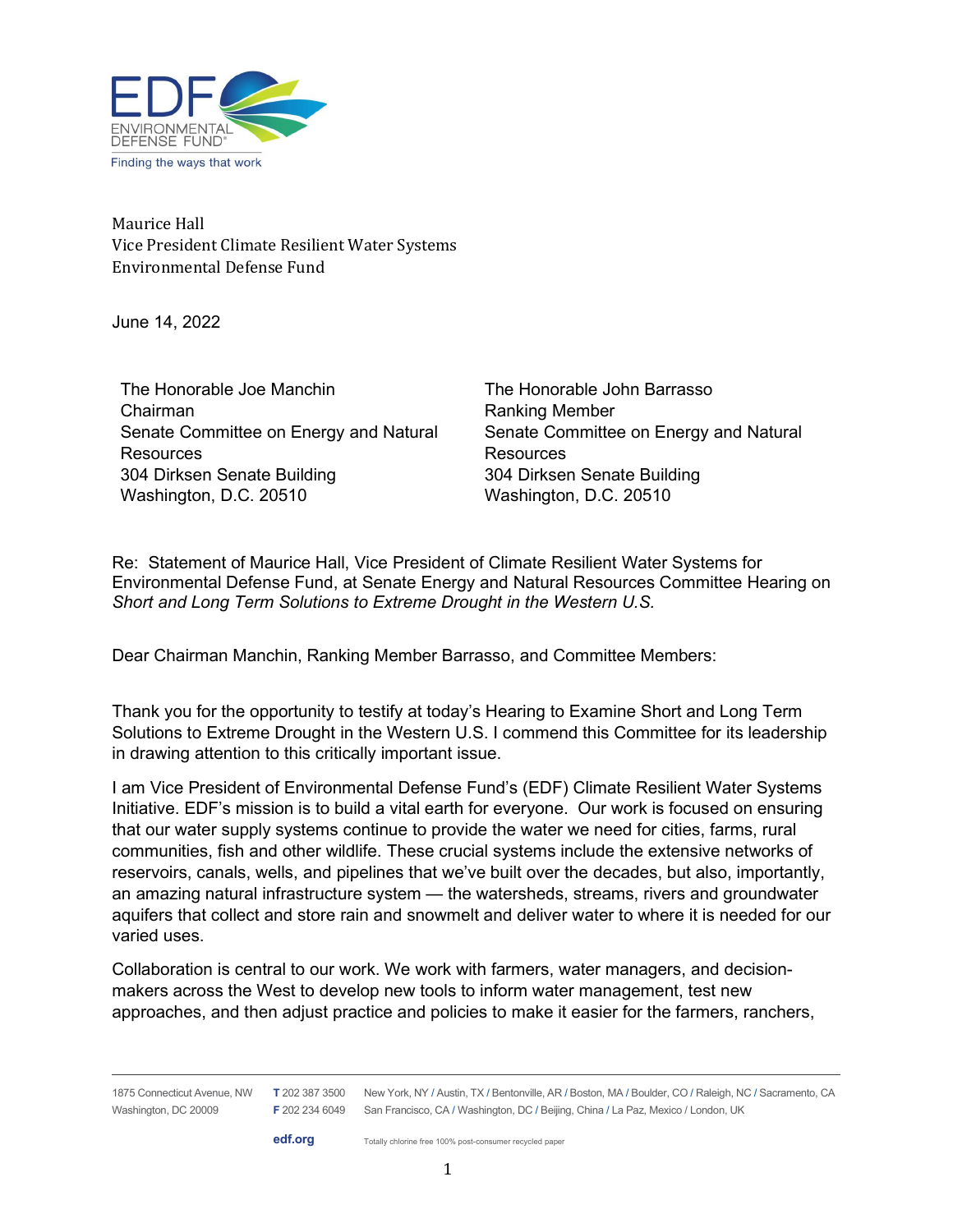EDF
ENVIRONMENTAL DEFENSE FUND®
Finding the ways that work

Maurice Hall
Vice President Climate Resilient Water Systems
Environmental Defense Fund

June 14, 2022

The Honorable Joe Manchin
Chairman
Senate Committee on Energy and Natural Resources
304 Dirksen Senate Building
Washington, D.C. 20510

The Honorable John Barrasso
Ranking Member
Senate Committee on Energy and Natural Resources
304 Dirksen Senate Building
Washington, D.C. 20510

Re: Statement of Maurice Hall, Vice President of Climate Resilient Water Systems for Environmental Defense Fund, at Senate Energy and Natural Resources Committee Hearing on *Short and Long Term Solutions to Extreme Drought in the Western U.S.*

Dear Chairman Manchin, Ranking Member Barrasso, and Committee Members:

Thank you for the opportunity to testify at today's Hearing to Examine Short and Long Term Solutions to Extreme Drought in the Western U.S. I commend this Committee for its leadership in drawing attention to this critically important issue.

I am Vice President of Environmental Defense Fund's (EDF) Climate Resilient Water Systems Initiative. EDF's mission is to build a vital earth for everyone. Our work is focused on ensuring that our water supply systems continue to provide the water we need for cities, farms, rural communities, fish and other wildlife. These crucial systems include the extensive networks of reservoirs, canals, wells, and pipelines that we've built over the decades, but also, importantly, an amazing natural infrastructure system — the watersheds, streams, rivers and groundwater aquifers that collect and store rain and snowmelt and deliver water to where it is needed for our varied uses.

Collaboration is central to our work. We work with farmers, water managers, and decision-makers across the West to develop new tools to inform water management, test new approaches, and then adjust practice and policies to make it easier for the farmers, ranchers,

1875 Connecticut Avenue, NW
Washington, DC 20009

T 202 387 3500
F 202 234 6049

New York, NY / Austin, TX / Bentonville, AR / Boston, MA / Boulder, CO / Raleigh, NC / Sacramento, CA
San Francisco, CA / Washington, DC / Beijing, China / La Paz, Mexico / London, UK

edf.org

Totally chlorine free 100% post-consumer recycled paper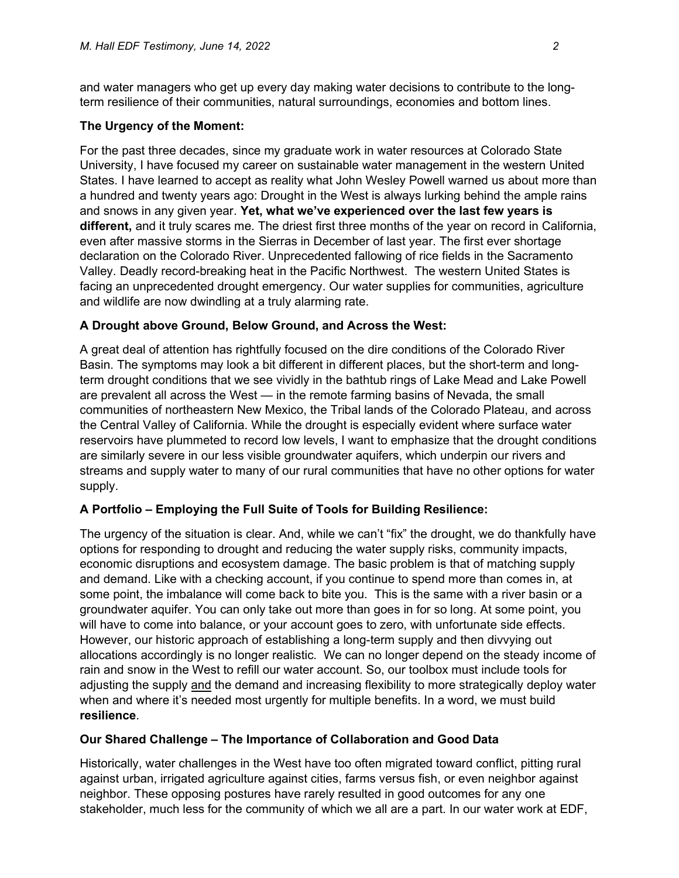and water managers who get up every day making water decisions to contribute to the long-term resilience of their communities, natural surroundings, economies and bottom lines.

**The Urgency of the Moment:**

For the past three decades, since my graduate work in water resources at Colorado State University, I have focused my career on sustainable water management in the western United States. I have learned to accept as reality what John Wesley Powell warned us about more than a hundred and twenty years ago: Drought in the West is always lurking behind the ample rains and snows in any given year. **Yet, what we've experienced over the last few years is different,** and it truly scares me. The driest first three months of the year on record in California, even after massive storms in the Sierras in December of last year. The first ever shortage declaration on the Colorado River. Unprecedented fallowing of rice fields in the Sacramento Valley. Deadly record-breaking heat in the Pacific Northwest. The western United States is facing an unprecedented drought emergency. Our water supplies for communities, agriculture and wildlife are now dwindling at a truly alarming rate.

**A Drought above Ground, Below Ground, and Across the West:**

A great deal of attention has rightfully focused on the dire conditions of the Colorado River Basin. The symptoms may look a bit different in different places, but the short-term and long-term drought conditions that we see vividly in the bathtub rings of Lake Mead and Lake Powell are prevalent all across the West — in the remote farming basins of Nevada, the small communities of northeastern New Mexico, the Tribal lands of the Colorado Plateau, and across the Central Valley of California. While the drought is especially evident where surface water reservoirs have plummeted to record low levels, I want to emphasize that the drought conditions are similarly severe in our less visible groundwater aquifers, which underpin our rivers and streams and supply water to many of our rural communities that have no other options for water supply.

**A Portfolio – Employing the Full Suite of Tools for Building Resilience:**

The urgency of the situation is clear. And, while we can't "fix" the drought, we do thankfully have options for responding to drought and reducing the water supply risks, community impacts, economic disruptions and ecosystem damage. The basic problem is that of matching supply and demand. Like with a checking account, if you continue to spend more than comes in, at some point, the imbalance will come back to bite you. This is the same with a river basin or a groundwater aquifer. You can only take out more than goes in for so long. At some point, you will have to come into balance, or your account goes to zero, with unfortunate side effects. However, our historic approach of establishing a long-term supply and then divvying out allocations accordingly is no longer realistic. We can no longer depend on the steady income of rain and snow in the West to refill our water account. So, our toolbox must include tools for adjusting the supply <u>and</u> the demand and increasing flexibility to more strategically deploy water when and where it's needed most urgently for multiple benefits. In a word, we must build **resilience**.

**Our Shared Challenge – The Importance of Collaboration and Good Data**

Historically, water challenges in the West have too often migrated toward conflict, pitting rural against urban, irrigated agriculture against cities, farms versus fish, or even neighbor against neighbor. These opposing postures have rarely resulted in good outcomes for any one stakeholder, much less for the community of which we all are a part. In our water work at EDF,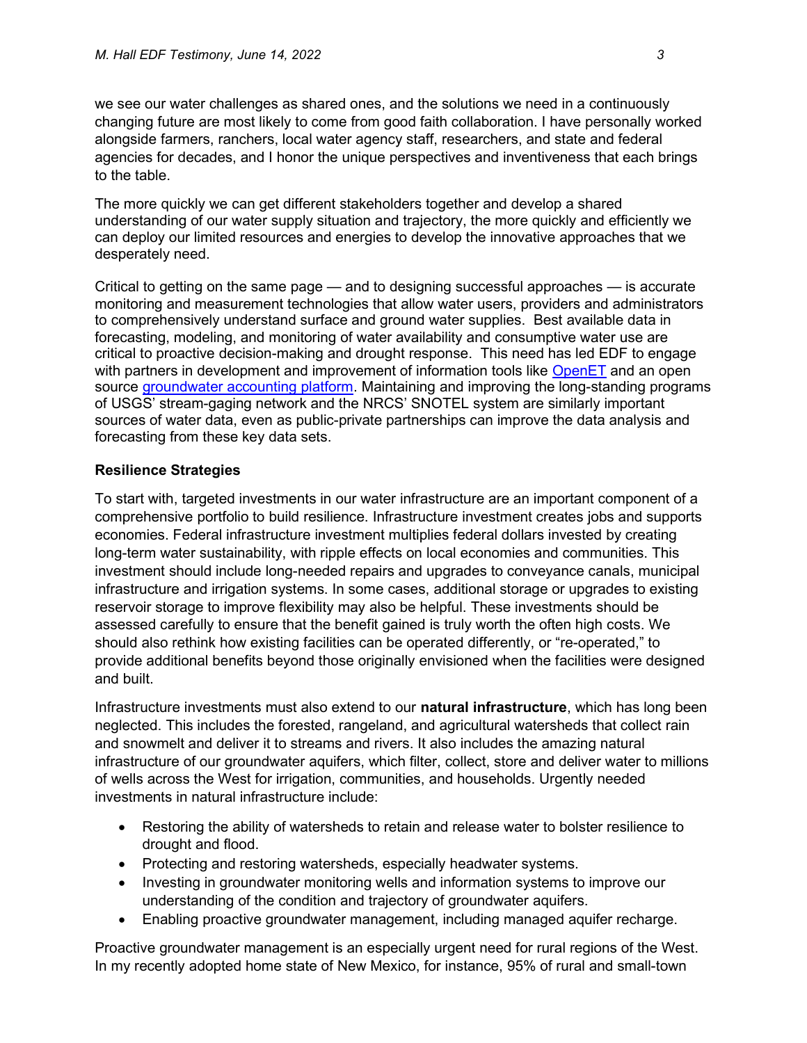we see our water challenges as shared ones, and the solutions we need in a continuously changing future are most likely to come from good faith collaboration. I have personally worked alongside farmers, ranchers, local water agency staff, researchers, and state and federal agencies for decades, and I honor the unique perspectives and inventiveness that each brings to the table.

The more quickly we can get different stakeholders together and develop a shared understanding of our water supply situation and trajectory, the more quickly and efficiently we can deploy our limited resources and energies to develop the innovative approaches that we desperately need.

Critical to getting on the same page — and to designing successful approaches — is accurate monitoring and measurement technologies that allow water users, providers and administrators to comprehensively understand surface and ground water supplies. Best available data in forecasting, modeling, and monitoring of water availability and consumptive water use are critical to proactive decision-making and drought response. This need has led EDF to engage with partners in development and improvement of information tools like OpenET and an open source groundwater accounting platform. Maintaining and improving the long-standing programs of USGS' stream-gaging network and the NRCS' SNOTEL system are similarly important sources of water data, even as public-private partnerships can improve the data analysis and forecasting from these key data sets.

**Resilience Strategies**

To start with, targeted investments in our water infrastructure are an important component of a comprehensive portfolio to build resilience. Infrastructure investment creates jobs and supports economies. Federal infrastructure investment multiplies federal dollars invested by creating long-term water sustainability, with ripple effects on local economies and communities. This investment should include long-needed repairs and upgrades to conveyance canals, municipal infrastructure and irrigation systems. In some cases, additional storage or upgrades to existing reservoir storage to improve flexibility may also be helpful. These investments should be assessed carefully to ensure that the benefit gained is truly worth the often high costs. We should also rethink how existing facilities can be operated differently, or "re-operated," to provide additional benefits beyond those originally envisioned when the facilities were designed and built.

Infrastructure investments must also extend to our **natural infrastructure**, which has long been neglected. This includes the forested, rangeland, and agricultural watersheds that collect rain and snowmelt and deliver it to streams and rivers. It also includes the amazing natural infrastructure of our groundwater aquifers, which filter, collect, store and deliver water to millions of wells across the West for irrigation, communities, and households. Urgently needed investments in natural infrastructure include:

- Restoring the ability of watersheds to retain and release water to bolster resilience to drought and flood.
- Protecting and restoring watersheds, especially headwater systems.
- Investing in groundwater monitoring wells and information systems to improve our understanding of the condition and trajectory of groundwater aquifers.
- Enabling proactive groundwater management, including managed aquifer recharge.

Proactive groundwater management is an especially urgent need for rural regions of the West. In my recently adopted home state of New Mexico, for instance, 95% of rural and small-town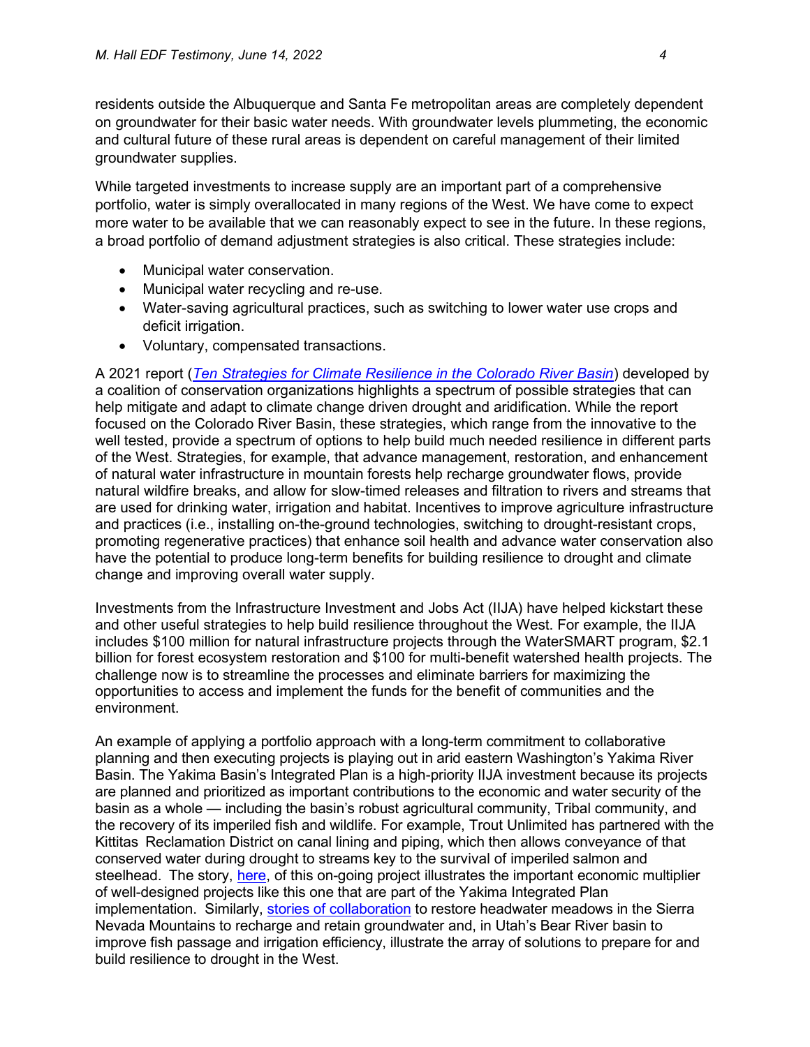residents outside the Albuquerque and Santa Fe metropolitan areas are completely dependent on groundwater for their basic water needs. With groundwater levels plummeting, the economic and cultural future of these rural areas is dependent on careful management of their limited groundwater supplies.

While targeted investments to increase supply are an important part of a comprehensive portfolio, water is simply overallocated in many regions of the West. We have come to expect more water to be available that we can reasonably expect to see in the future. In these regions, a broad portfolio of demand adjustment strategies is also critical. These strategies include:

- Municipal water conservation.
- Municipal water recycling and re-use.
- Water-saving agricultural practices, such as switching to lower water use crops and deficit irrigation.
- Voluntary, compensated transactions.

A 2021 report (*Ten Strategies for Climate Resilience in the Colorado River Basin*) developed by a coalition of conservation organizations highlights a spectrum of possible strategies that can help mitigate and adapt to climate change driven drought and aridification. While the report focused on the Colorado River Basin, these strategies, which range from the innovative to the well tested, provide a spectrum of options to help build much needed resilience in different parts of the West. Strategies, for example, that advance management, restoration, and enhancement of natural water infrastructure in mountain forests help recharge groundwater flows, provide natural wildfire breaks, and allow for slow-timed releases and filtration to rivers and streams that are used for drinking water, irrigation and habitat. Incentives to improve agriculture infrastructure and practices (i.e., installing on-the-ground technologies, switching to drought-resistant crops, promoting regenerative practices) that enhance soil health and advance water conservation also have the potential to produce long-term benefits for building resilience to drought and climate change and improving overall water supply.

Investments from the Infrastructure Investment and Jobs Act (IIJA) have helped kickstart these and other useful strategies to help build resilience throughout the West. For example, the IIJA includes $100 million for natural infrastructure projects through the WaterSMART program, $2.1 billion for forest ecosystem restoration and $100 for multi-benefit watershed health projects. The challenge now is to streamline the processes and eliminate barriers for maximizing the opportunities to access and implement the funds for the benefit of communities and the environment.

An example of applying a portfolio approach with a long-term commitment to collaborative planning and then executing projects is playing out in arid eastern Washington's Yakima River Basin. The Yakima Basin's Integrated Plan is a high-priority IIJA investment because its projects are planned and prioritized as important contributions to the economic and water security of the basin as a whole — including the basin's robust agricultural community, Tribal community, and the recovery of its imperiled fish and wildlife. For example, Trout Unlimited has partnered with the Kittitas Reclamation District on canal lining and piping, which then allows conveyance of that conserved water during drought to streams key to the survival of imperiled salmon and steelhead. The story, here, of this on-going project illustrates the important economic multiplier of well-designed projects like this one that are part of the Yakima Integrated Plan implementation. Similarly, stories of collaboration to restore headwater meadows in the Sierra Nevada Mountains to recharge and retain groundwater and, in Utah's Bear River basin to improve fish passage and irrigation efficiency, illustrate the array of solutions to prepare for and build resilience to drought in the West.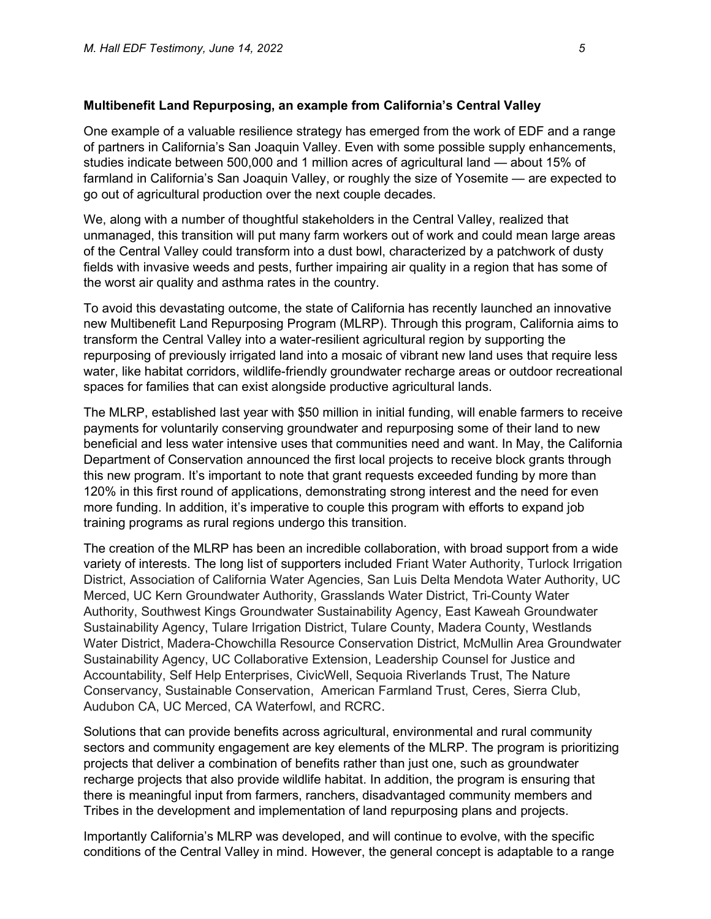**Multibenefit Land Repurposing, an example from California's Central Valley**

One example of a valuable resilience strategy has emerged from the work of EDF and a range of partners in California's San Joaquin Valley. Even with some possible supply enhancements, studies indicate between 500,000 and 1 million acres of agricultural land — about 15% of farmland in California's San Joaquin Valley, or roughly the size of Yosemite — are expected to go out of agricultural production over the next couple decades.

We, along with a number of thoughtful stakeholders in the Central Valley, realized that unmanaged, this transition will put many farm workers out of work and could mean large areas of the Central Valley could transform into a dust bowl, characterized by a patchwork of dusty fields with invasive weeds and pests, further impairing air quality in a region that has some of the worst air quality and asthma rates in the country.

To avoid this devastating outcome, the state of California has recently launched an innovative new Multibenefit Land Repurposing Program (MLRP). Through this program, California aims to transform the Central Valley into a water-resilient agricultural region by supporting the repurposing of previously irrigated land into a mosaic of vibrant new land uses that require less water, like habitat corridors, wildlife-friendly groundwater recharge areas or outdoor recreational spaces for families that can exist alongside productive agricultural lands.

The MLRP, established last year with $50 million in initial funding, will enable farmers to receive payments for voluntarily conserving groundwater and repurposing some of their land to new beneficial and less water intensive uses that communities need and want. In May, the California Department of Conservation announced the first local projects to receive block grants through this new program. It's important to note that grant requests exceeded funding by more than 120% in this first round of applications, demonstrating strong interest and the need for even more funding. In addition, it's imperative to couple this program with efforts to expand job training programs as rural regions undergo this transition.

The creation of the MLRP has been an incredible collaboration, with broad support from a wide variety of interests. The long list of supporters included Friant Water Authority, Turlock Irrigation District, Association of California Water Agencies, San Luis Delta Mendota Water Authority, UC Merced, UC Kern Groundwater Authority, Grasslands Water District, Tri-County Water Authority, Southwest Kings Groundwater Sustainability Agency, East Kaweah Groundwater Sustainability Agency, Tulare Irrigation District, Tulare County, Madera County, Westlands Water District, Madera-Chowchilla Resource Conservation District, McMullin Area Groundwater Sustainability Agency, UC Collaborative Extension, Leadership Counsel for Justice and Accountability, Self Help Enterprises, CivicWell, Sequoia Riverlands Trust, The Nature Conservancy, Sustainable Conservation, American Farmland Trust, Ceres, Sierra Club, Audubon CA, UC Merced, CA Waterfowl, and RCRC.

Solutions that can provide benefits across agricultural, environmental and rural community sectors and community engagement are key elements of the MLRP. The program is prioritizing projects that deliver a combination of benefits rather than just one, such as groundwater recharge projects that also provide wildlife habitat. In addition, the program is ensuring that there is meaningful input from farmers, ranchers, disadvantaged community members and Tribes in the development and implementation of land repurposing plans and projects.

Importantly California's MLRP was developed, and will continue to evolve, with the specific conditions of the Central Valley in mind. However, the general concept is adaptable to a range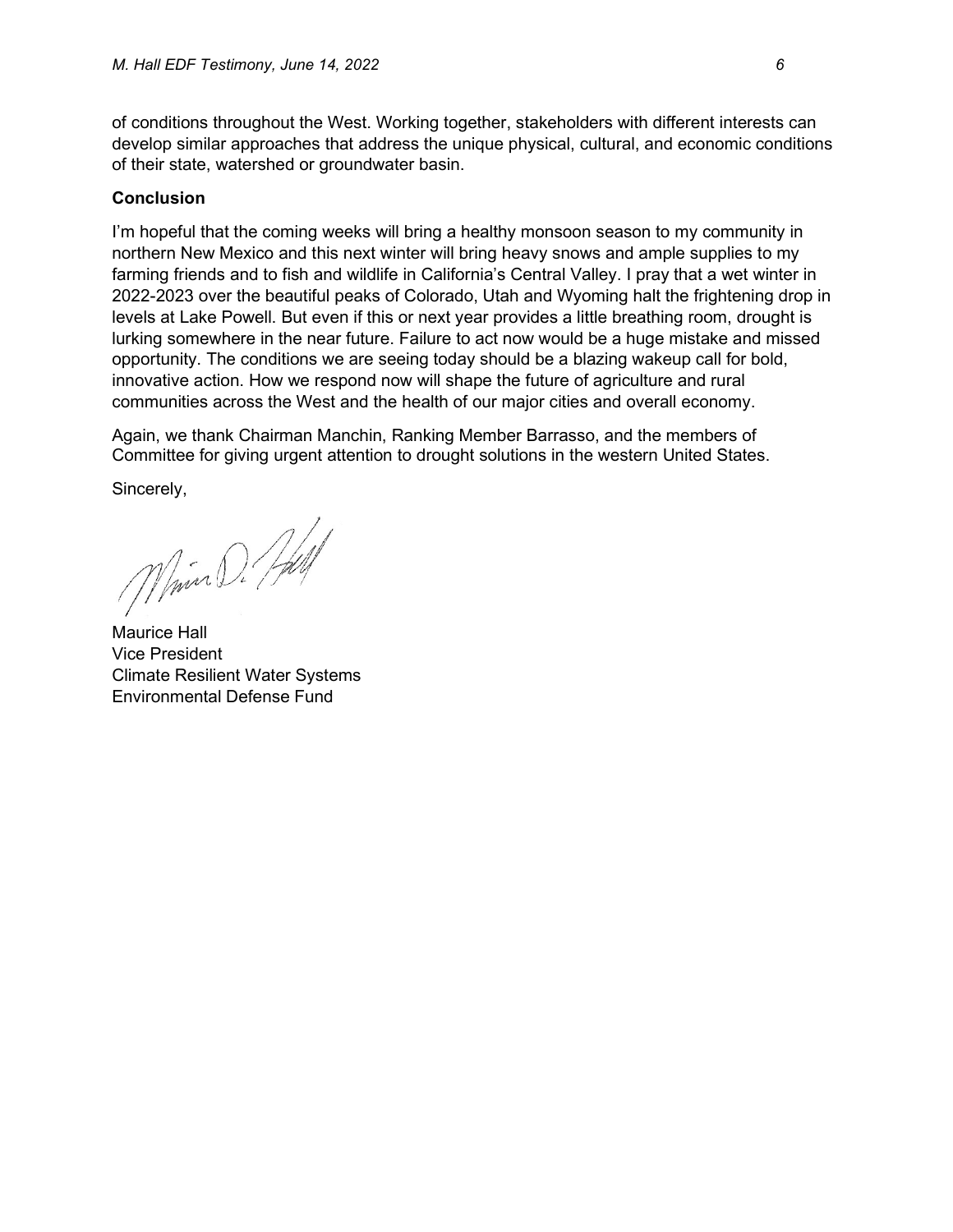of conditions throughout the West. Working together, stakeholders with different interests can develop similar approaches that address the unique physical, cultural, and economic conditions of their state, watershed or groundwater basin.

**Conclusion**

I'm hopeful that the coming weeks will bring a healthy monsoon season to my community in northern New Mexico and this next winter will bring heavy snows and ample supplies to my farming friends and to fish and wildlife in California's Central Valley. I pray that a wet winter in 2022-2023 over the beautiful peaks of Colorado, Utah and Wyoming halt the frightening drop in levels at Lake Powell. But even if this or next year provides a little breathing room, drought is lurking somewhere in the near future. Failure to act now would be a huge mistake and missed opportunity. The conditions we are seeing today should be a blazing wakeup call for bold, innovative action. How we respond now will shape the future of agriculture and rural communities across the West and the health of our major cities and overall economy.

Again, we thank Chairman Manchin, Ranking Member Barrasso, and the members of Committee for giving urgent attention to drought solutions in the western United States.

Sincerely,

Maurice Hall
Vice President
Climate Resilient Water Systems
Environmental Defense Fund